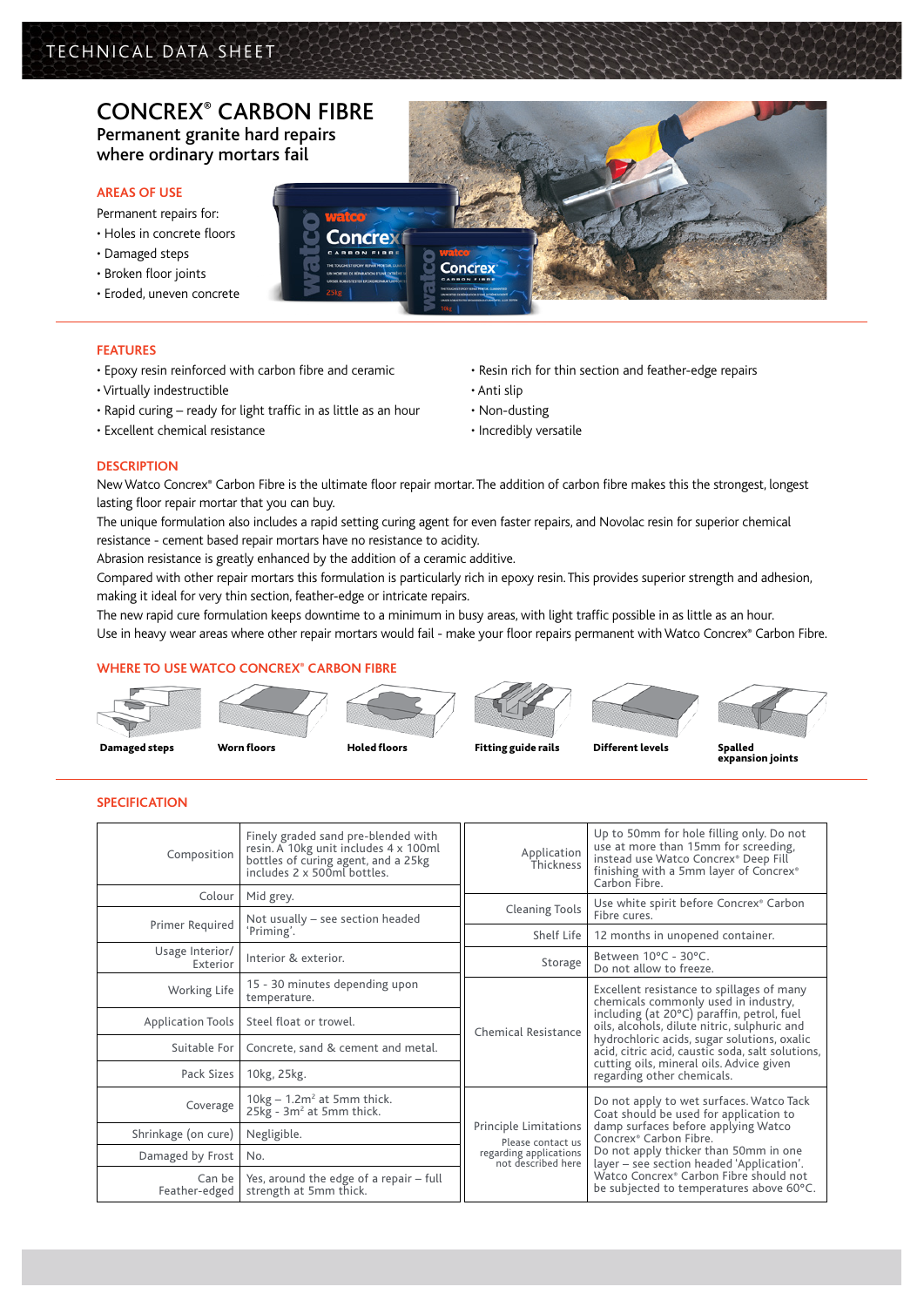TECHNICAL DATA SHEET

# CONCREX® CARBON FIBRE

**Permanent granite hard repairs where ordinary mortars fail**

## AREAS OF USE

Permanent repairs for:

- Holes in concrete floors
- Damaged steps
- Broken floor joints
- Eroded, uneven concrete

## FEATURES

- Epoxy resin reinforced with carbon fibre and ceramic
- Virtually indestructible
- Rapid curing – ready for light traffic in as little as an hour
- Excellent chemical resistance
- Resin rich for thin section and feather-edge repairs
- Anti slip
- Non-dusting
- Incredibly versatile

## DESCRIPTION

New Watco Concrex® Carbon Fibre is the ultimate floor repair mortar. The addition of carbon fibre makes this the strongest, longest lasting floor repair mortar that you can buy.

The unique formulation also includes a rapid setting curing agent for even faster repairs, and Novolac resin for superior chemical resistance - cement based repair mortars have no resistance to acidity.

Abrasion resistance is greatly enhanced by the addition of a ceramic additive.

Compared with other repair mortars this formulation is particularly rich in epoxy resin. This provides superior strength and adhesion, making it ideal for very thin section, feather-edge or intricate repairs.

The new rapid cure formulation keeps downtime to a minimum in busy areas, with light traffic possible in as little as an hour.

Use in heavy wear areas where other repair mortars would fail - make your floor repairs permanent with Watco Concrex® Carbon Fibre.

## WHERE TO USE WATCO CONCREX® CARBON FIBRE

**Damaged steps** · **Worn floors** · **Holed floors** · **Fitting guide rails** · **Different levels** · **Spalled expansion joints**

## SPECIFICATION

| | |
|---|---|
| Composition | Finely graded sand pre-blended with resin. A 10kg unit includes 4 x 100ml bottles of curing agent, and a 25kg includes 2 x 500ml bottles. |
| Colour | Mid grey. |
| Primer Required | Not usually – see section headed 'Priming'. |
| Usage Interior/ Exterior | Interior & exterior. |
| Working Life | 15 - 30 minutes depending upon temperature. |
| Application Tools | Steel float or trowel. |
| Suitable For | Concrete, sand & cement and metal. |
| Pack Sizes | 10kg, 25kg. |
| Coverage | 10kg – 1.2m² at 5mm thick. 25kg - 3m² at 5mm thick. |
| Shrinkage (on cure) | Negligible. |
| Damaged by Frost | No. |
| Can be Feather-edged | Yes, around the edge of a repair – full strength at 5mm thick. |
| Application Thickness | Up to 50mm for hole filling only. Do not use at more than 15mm for screeding, instead use Watco Concrex® Deep Fill finishing with a 5mm layer of Concrex® Carbon Fibre. |
| Cleaning Tools | Use white spirit before Concrex® Carbon Fibre cures. |
| Shelf Life | 12 months in unopened container. |
| Storage | Between 10°C - 30°C. Do not allow to freeze. |
| Chemical Resistance | Excellent resistance to spillages of many chemicals commonly used in industry, including (at 20°C) paraffin, petrol, fuel oils, alcohols, dilute nitric, sulphuric and hydrochloric acids, sugar solutions, oxalic acid, citric acid, caustic soda, salt solutions, cutting oils, mineral oils. Advice given regarding other chemicals. |
| Principle Limitations (Please contact us regarding applications not described here) | Do not apply to wet surfaces. Watco Tack Coat should be used for application to damp surfaces before applying Watco Concrex® Carbon Fibre. Do not apply thicker than 50mm in one layer – see section headed 'Application'. Watco Concrex® Carbon Fibre should not be subjected to temperatures above 60°C. |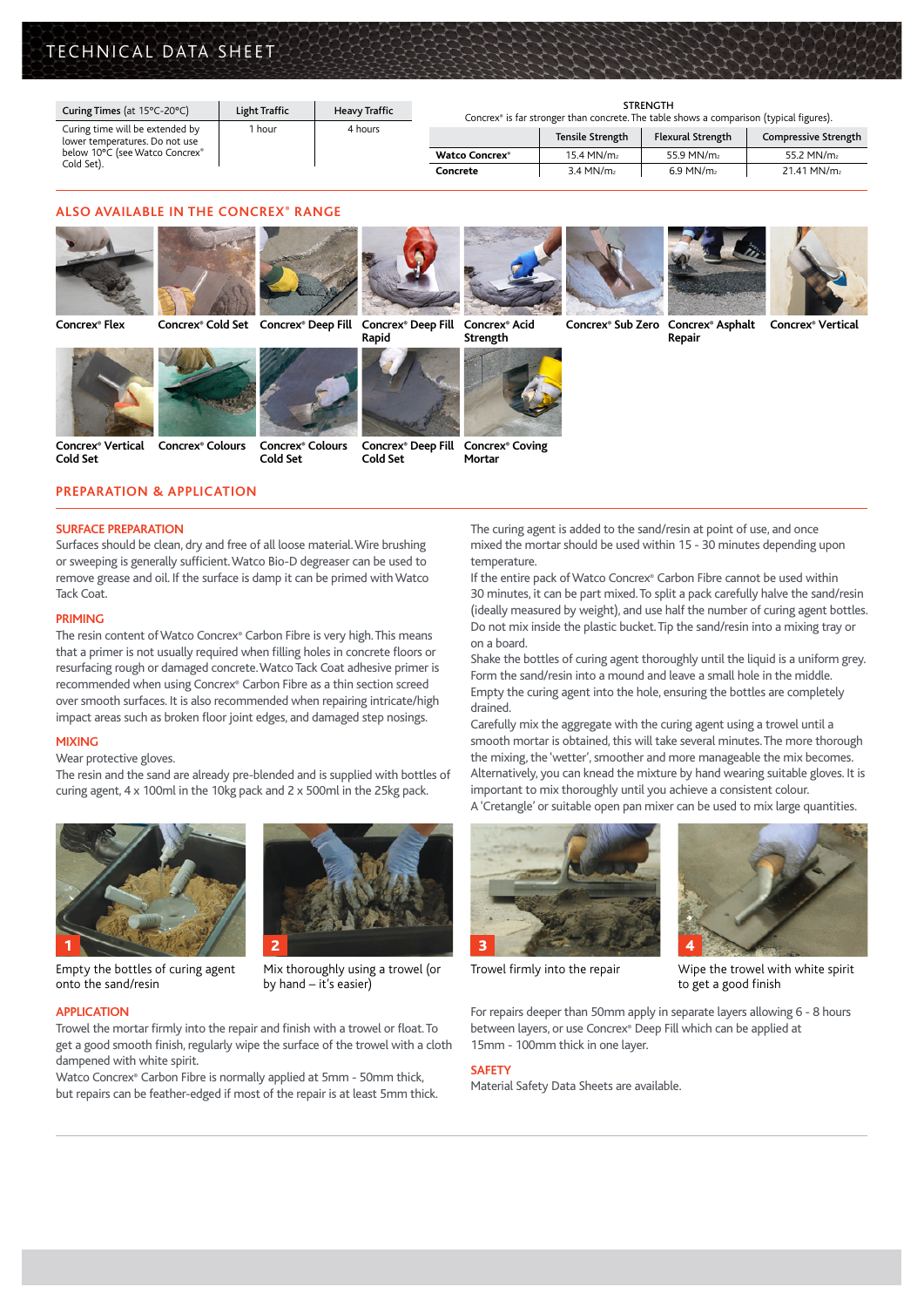# TECHNICAL DATA SHEET

| Curing Times (at 15°C-20°C) | Light Traffic | Heavy Traffic |
|---|---|---|
| Curing time will be extended by lower temperatures. Do not use below 10°C (see Watco Concrex® Cold Set). | 1 hour | 4 hours |

STRENGTH

Concrex® is far stronger than concrete. The table shows a comparison (typical figures).

| | Tensile Strength | Flexural Strength | Compressive Strength |
|---|---|---|---|
| **Watco Concrex®** | 15.4 MN/m2 | 55.9 MN/m2 | 55.2 MN/m2 |
| **Concrete** | 3.4 MN/m2 | 6.9 MN/m2 | 21.41 MN/m2 |

## ALSO AVAILABLE IN THE CONCREX® RANGE

**Concrex® Flex**

**Concrex® Cold Set**

**Concrex® Deep Fill**

**Concrex® Deep Fill Rapid**

**Concrex® Acid Strength**

**Concrex® Sub Zero**

**Concrex® Asphalt Repair**

**Concrex® Vertical**

**Concrex® Vertical Cold Set**

**Concrex® Colours**

**Concrex® Colours Cold Set**

**Concrex® Deep Fill Cold Set**

**Concrex® Coving Mortar**

## PREPARATION & APPLICATION

### SURFACE PREPARATION

Surfaces should be clean, dry and free of all loose material. Wire brushing or sweeping is generally sufficient. Watco Bio-D degreaser can be used to remove grease and oil. If the surface is damp it can be primed with Watco Tack Coat.

### PRIMING

The resin content of Watco Concrex® Carbon Fibre is very high. This means that a primer is not usually required when filling holes in concrete floors or resurfacing rough or damaged concrete. Watco Tack Coat adhesive primer is recommended when using Concrex® Carbon Fibre as a thin section screed over smooth surfaces. It is also recommended when repairing intricate/high impact areas such as broken floor joint edges, and damaged step nosings.

### MIXING

Wear protective gloves.

The resin and the sand are already pre-blended and is supplied with bottles of curing agent, 4 x 100ml in the 10kg pack and 2 x 500ml in the 25kg pack.

The curing agent is added to the sand/resin at point of use, and once mixed the mortar should be used within 15 - 30 minutes depending upon temperature.

If the entire pack of Watco Concrex® Carbon Fibre cannot be used within 30 minutes, it can be part mixed. To split a pack carefully halve the sand/resin (ideally measured by weight), and use half the number of curing agent bottles. Do not mix inside the plastic bucket. Tip the sand/resin into a mixing tray or on a board.

Shake the bottles of curing agent thoroughly until the liquid is a uniform grey. Form the sand/resin into a mound and leave a small hole in the middle. Empty the curing agent into the hole, ensuring the bottles are completely drained.

Carefully mix the aggregate with the curing agent using a trowel until a smooth mortar is obtained, this will take several minutes. The more thorough the mixing, the 'wetter', smoother and more manageable the mix becomes. Alternatively, you can knead the mixture by hand wearing suitable gloves. It is important to mix thoroughly until you achieve a consistent colour.

A 'Cretangle' or suitable open pan mixer can be used to mix large quantities.

1 Empty the bottles of curing agent onto the sand/resin

2 Mix thoroughly using a trowel (or by hand – it's easier)

3 Trowel firmly into the repair

4 Wipe the trowel with white spirit to get a good finish

### APPLICATION

Trowel the mortar firmly into the repair and finish with a trowel or float. To get a good smooth finish, regularly wipe the surface of the trowel with a cloth dampened with white spirit.

Watco Concrex® Carbon Fibre is normally applied at 5mm - 50mm thick, but repairs can be feather-edged if most of the repair is at least 5mm thick.

For repairs deeper than 50mm apply in separate layers allowing 6 - 8 hours between layers, or use Concrex® Deep Fill which can be applied at 15mm - 100mm thick in one layer.

### SAFETY

Material Safety Data Sheets are available.